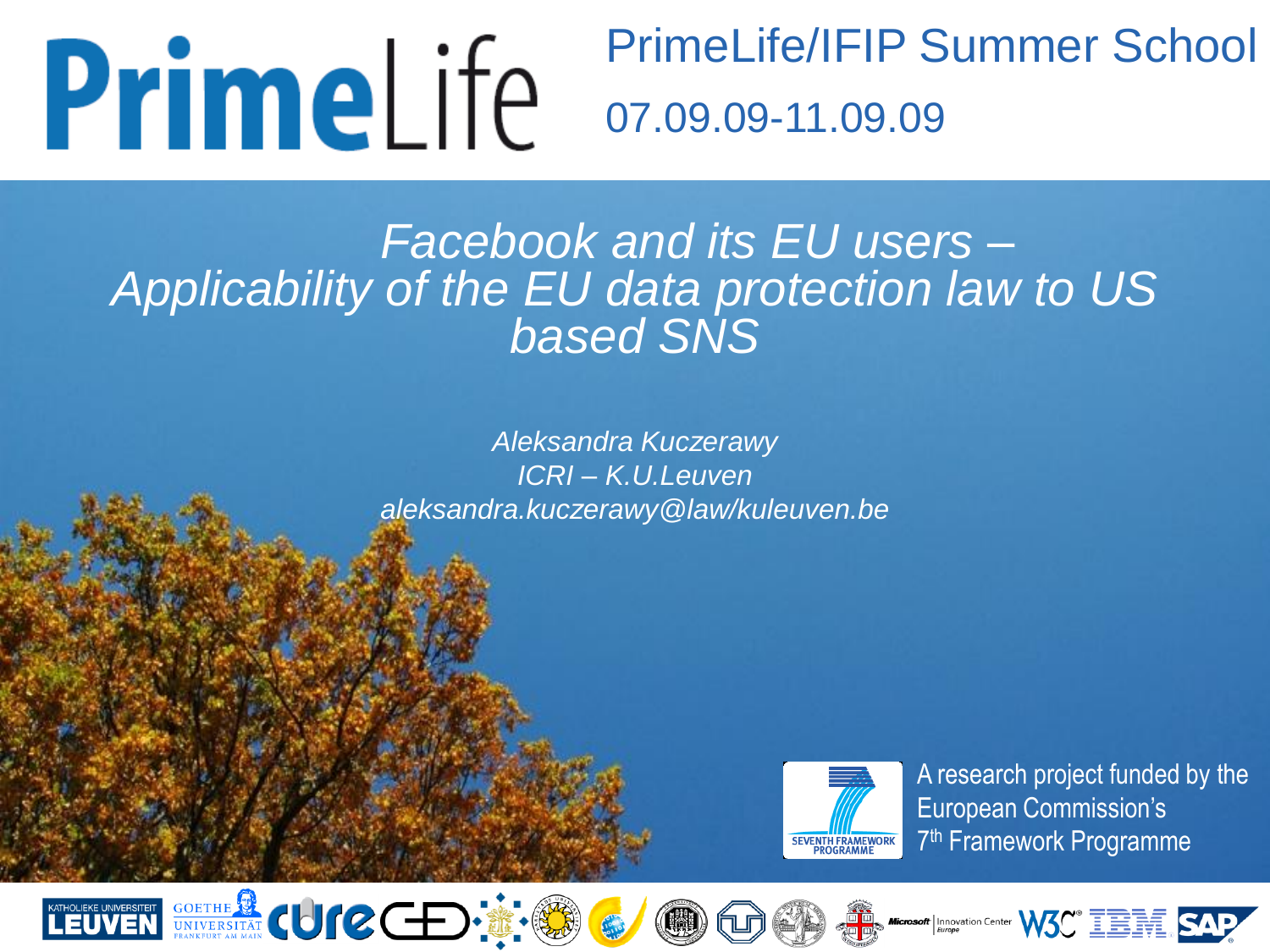# PrimeLife/IFIP Summer School

07.09.09-11.09.09

## *Facebook and its EU users – Applicability of the EU data protection law to US based SNS*

*Aleksandra Kuczerawy*
*ICRI – K.U.Leuven*
*aleksandra.kuczerawy@law/kuleuven.be*

A research project funded by the European Commission's 7th Framework Programme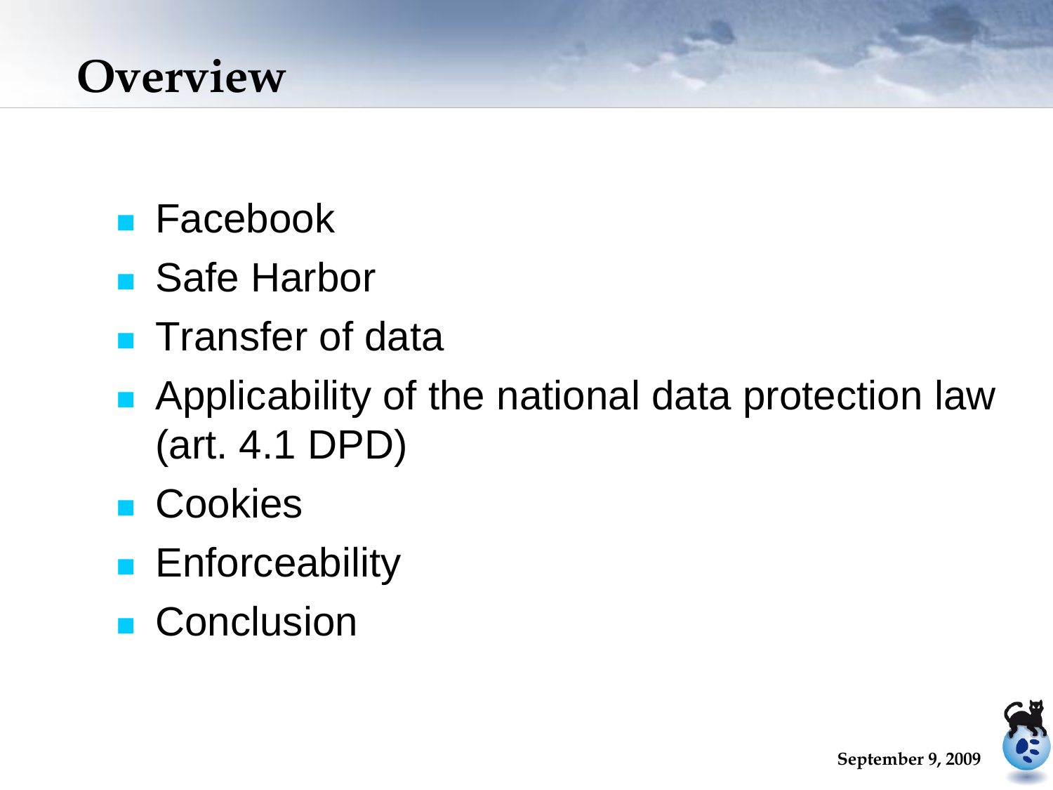# Overview

- Facebook
- Safe Harbor
- Transfer of data
- Applicability of the national data protection law (art. 4.1 DPD)
- Cookies
- Enforceability
- Conclusion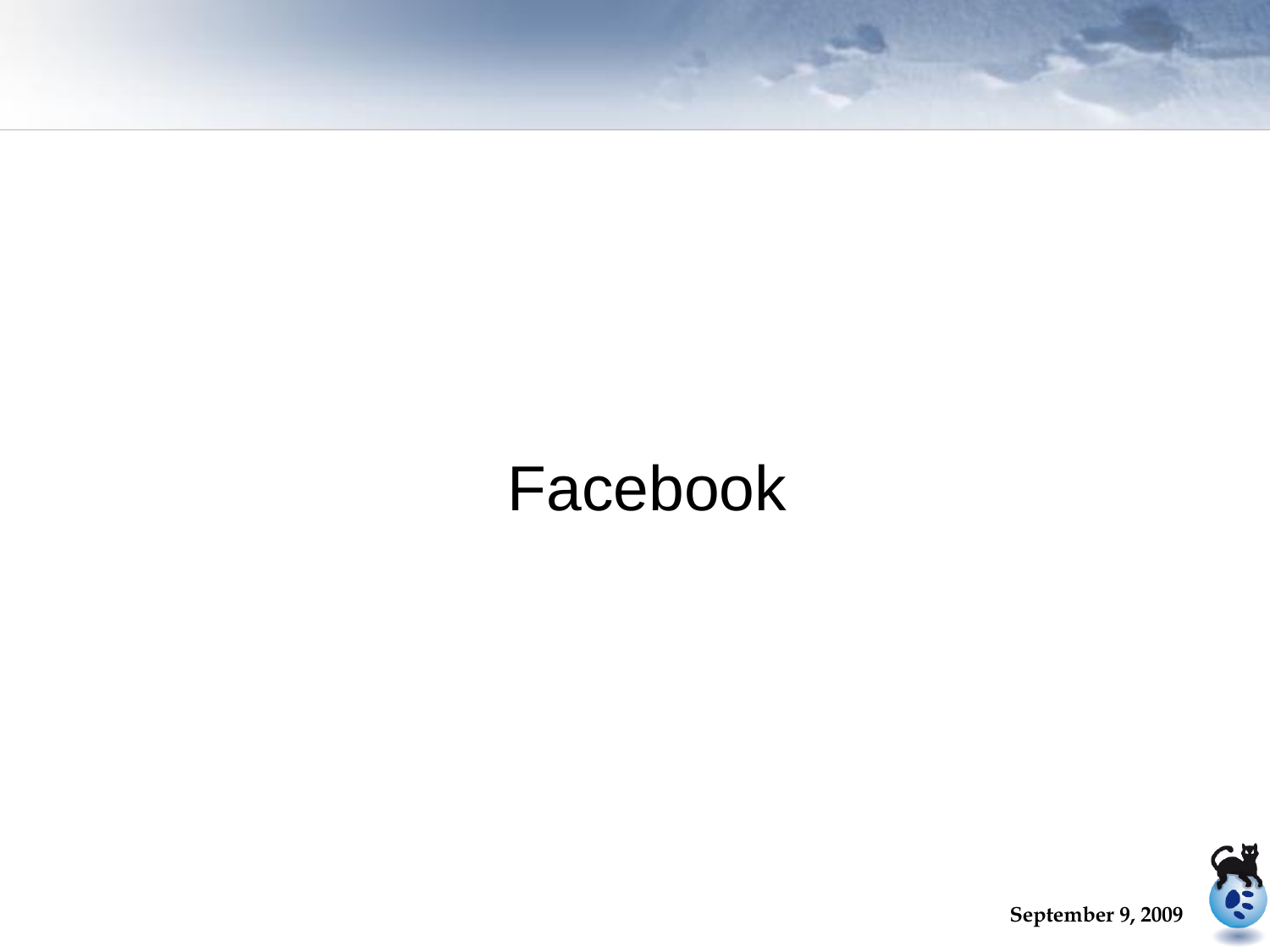# Facebook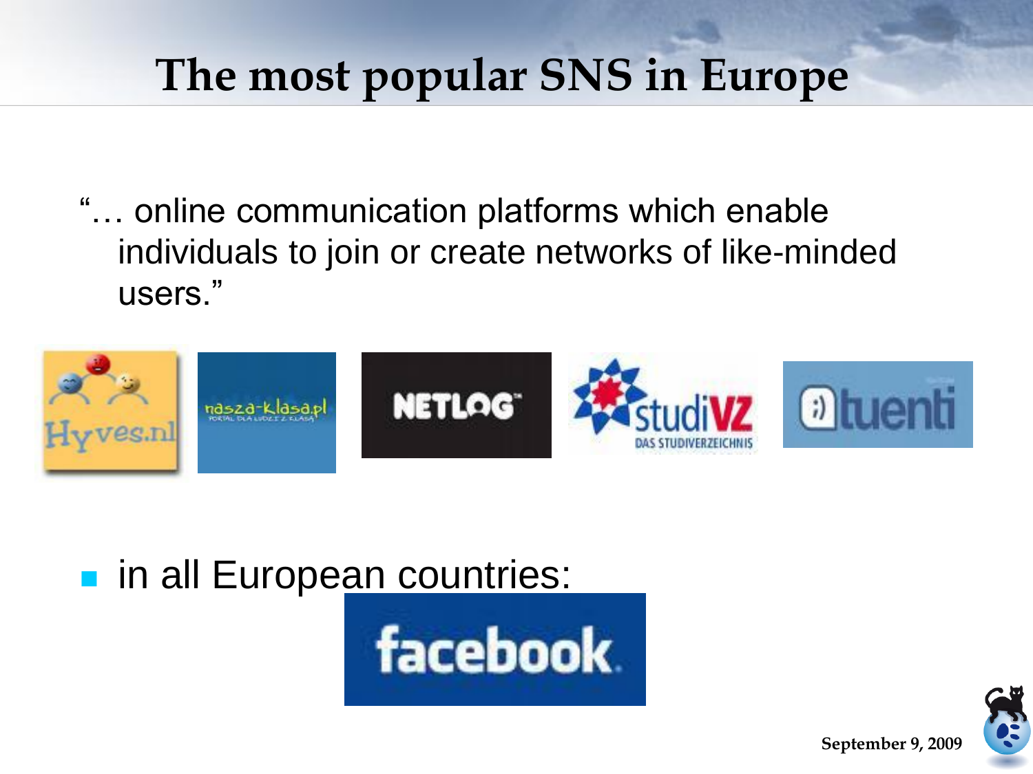# The most popular SNS in Europe

"… online communication platforms which enable individuals to join or create networks of like-minded users."

- in all European countries: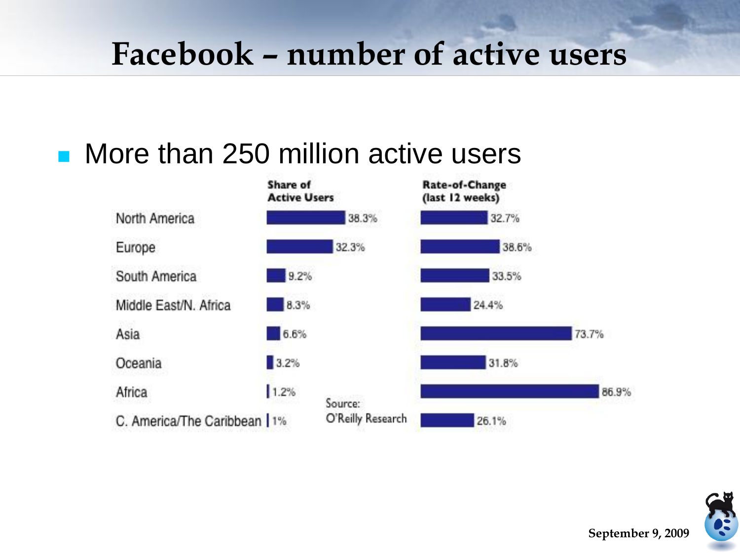# Facebook – number of active users

- More than 250 million active users

| | Share of Active Users | Rate-of-Change (last 12 weeks) |
|---|---|---|
| North America | 38.3% | 32.7% |
| Europe | 32.3% | 38.6% |
| South America | 9.2% | 33.5% |
| Middle East/N. Africa | 8.3% | 24.4% |
| Asia | 6.6% | 73.7% |
| Oceania | 3.2% | 31.8% |
| Africa | 1.2% | 86.9% |
| C. America/The Caribbean | 1% | 26.1% |

Source: O'Reilly Research

September 9, 2009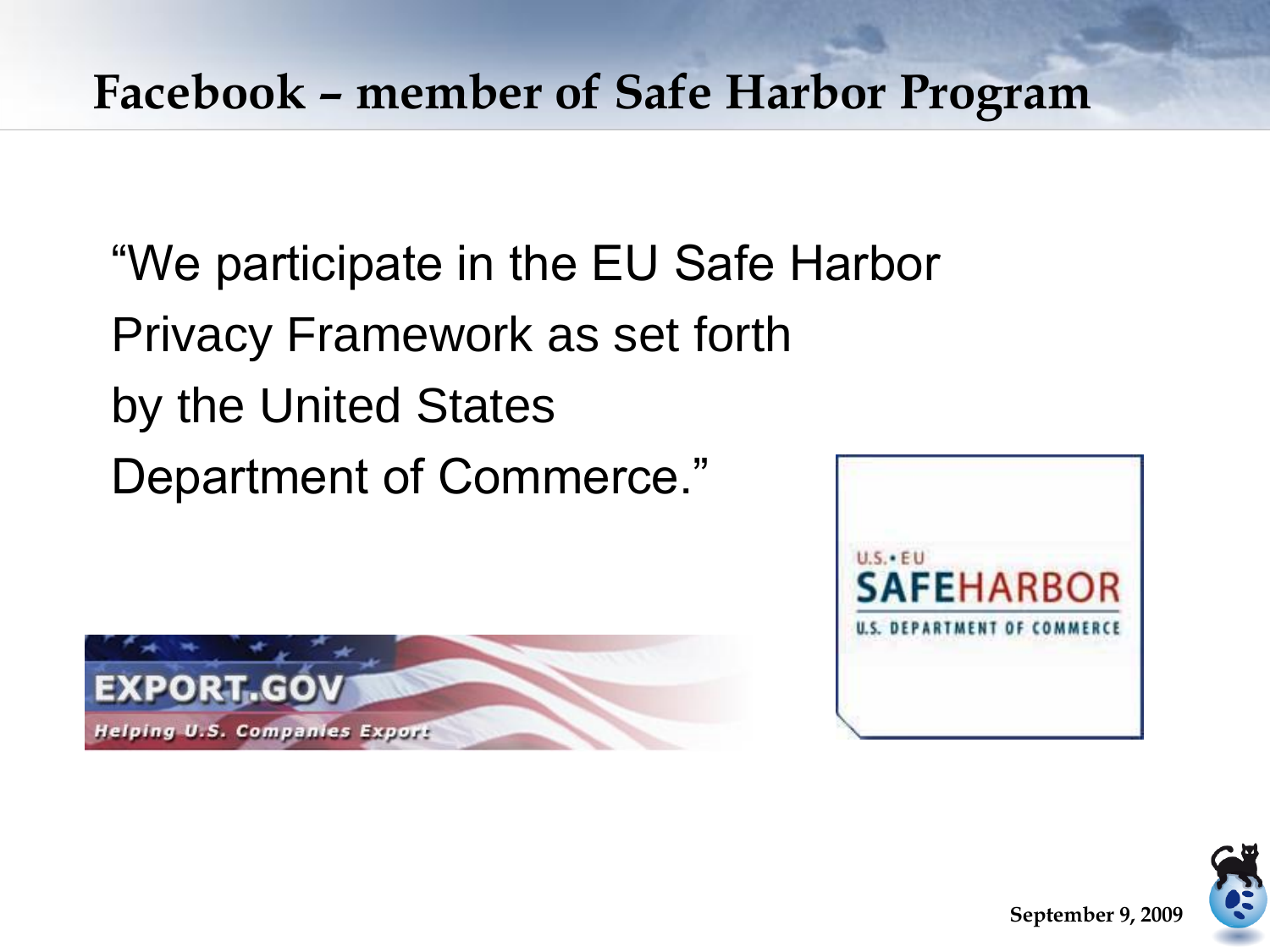# Facebook – member of Safe Harbor Program

"We participate in the EU Safe Harbor Privacy Framework as set forth by the United States Department of Commerce."

EXPORT.GOV

Helping U.S. Companies Export

U.S. • EU

SAFEHARBOR

U.S. DEPARTMENT OF COMMERCE

September 9, 2009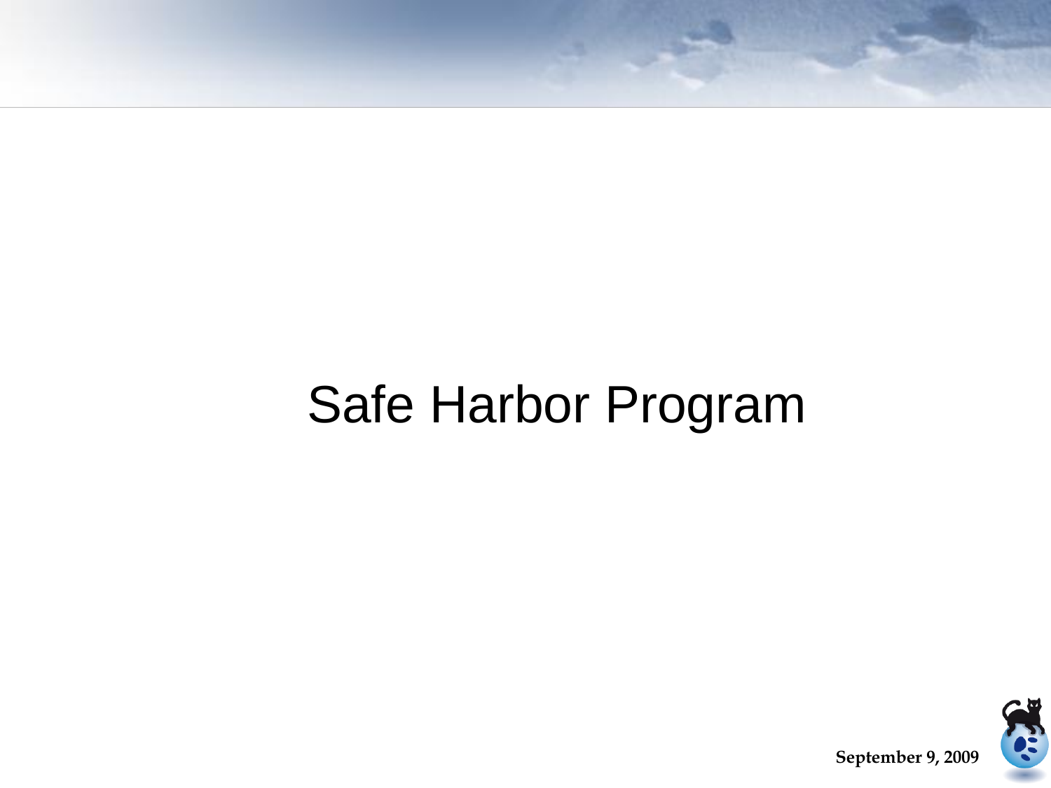# Safe Harbor Program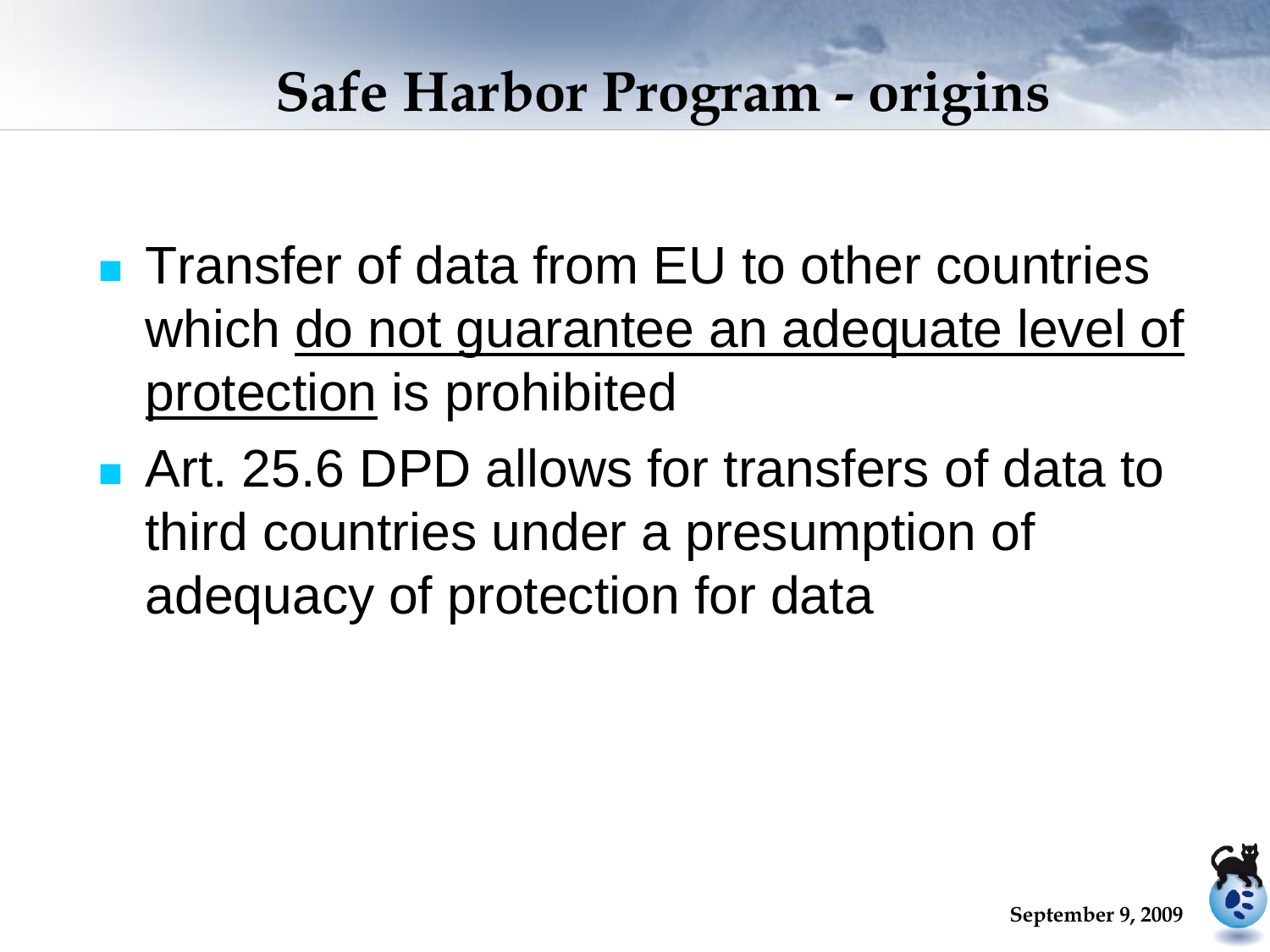# Safe Harbor Program - origins

- Transfer of data from EU to other countries which <u>do not guarantee an adequate level of protection</u> is prohibited
- Art. 25.6 DPD allows for transfers of data to third countries under a presumption of adequacy of protection for data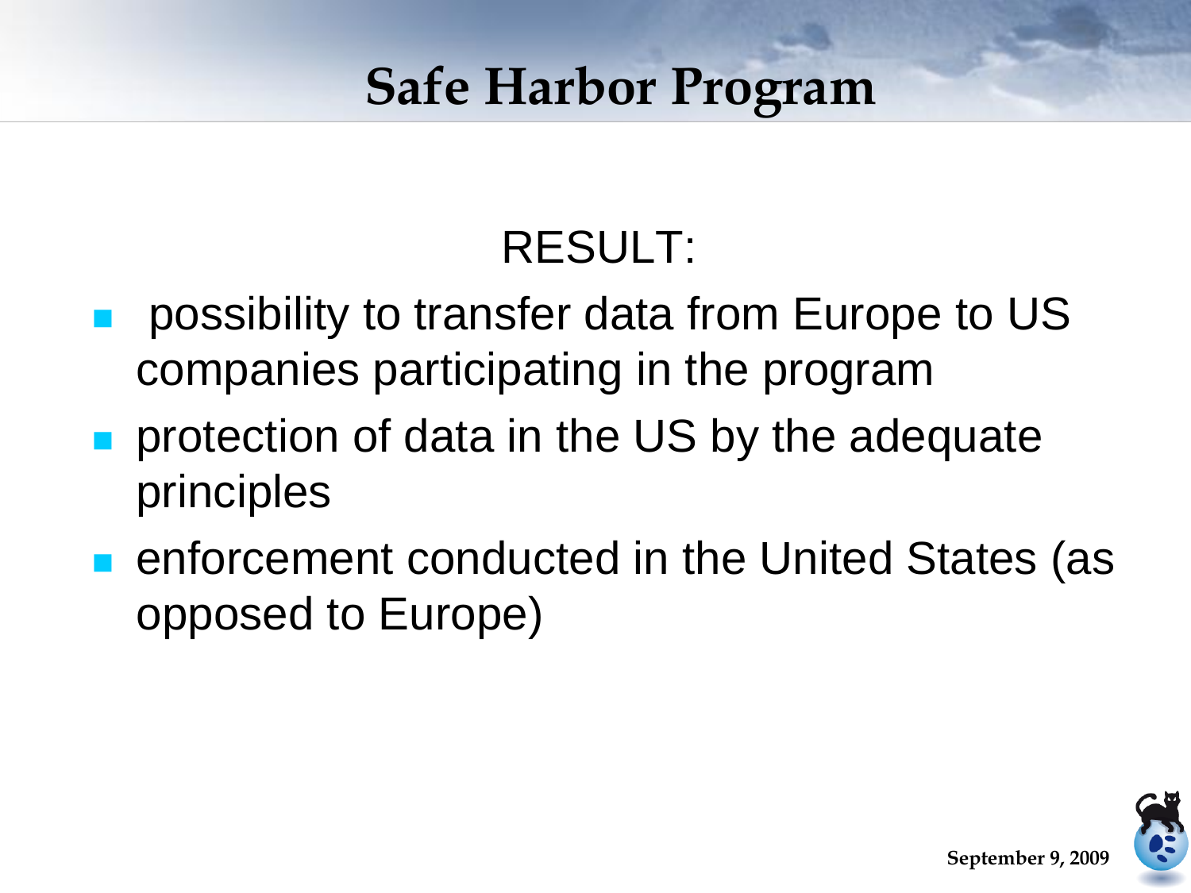# Safe Harbor Program

RESULT:

- possibility to transfer data from Europe to US companies participating in the program
- protection of data in the US by the adequate principles
- enforcement conducted in the United States (as opposed to Europe)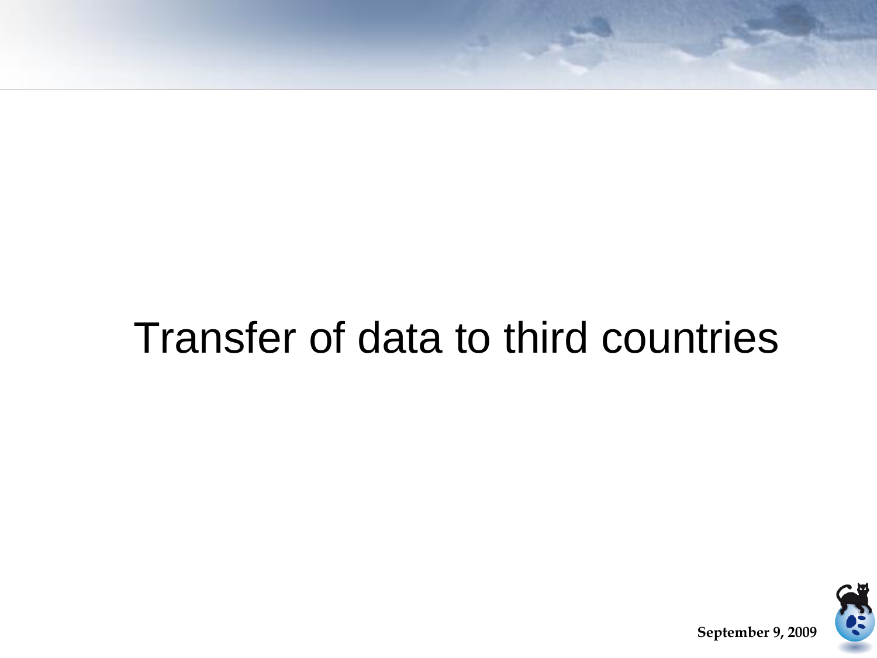# Transfer of data to third countries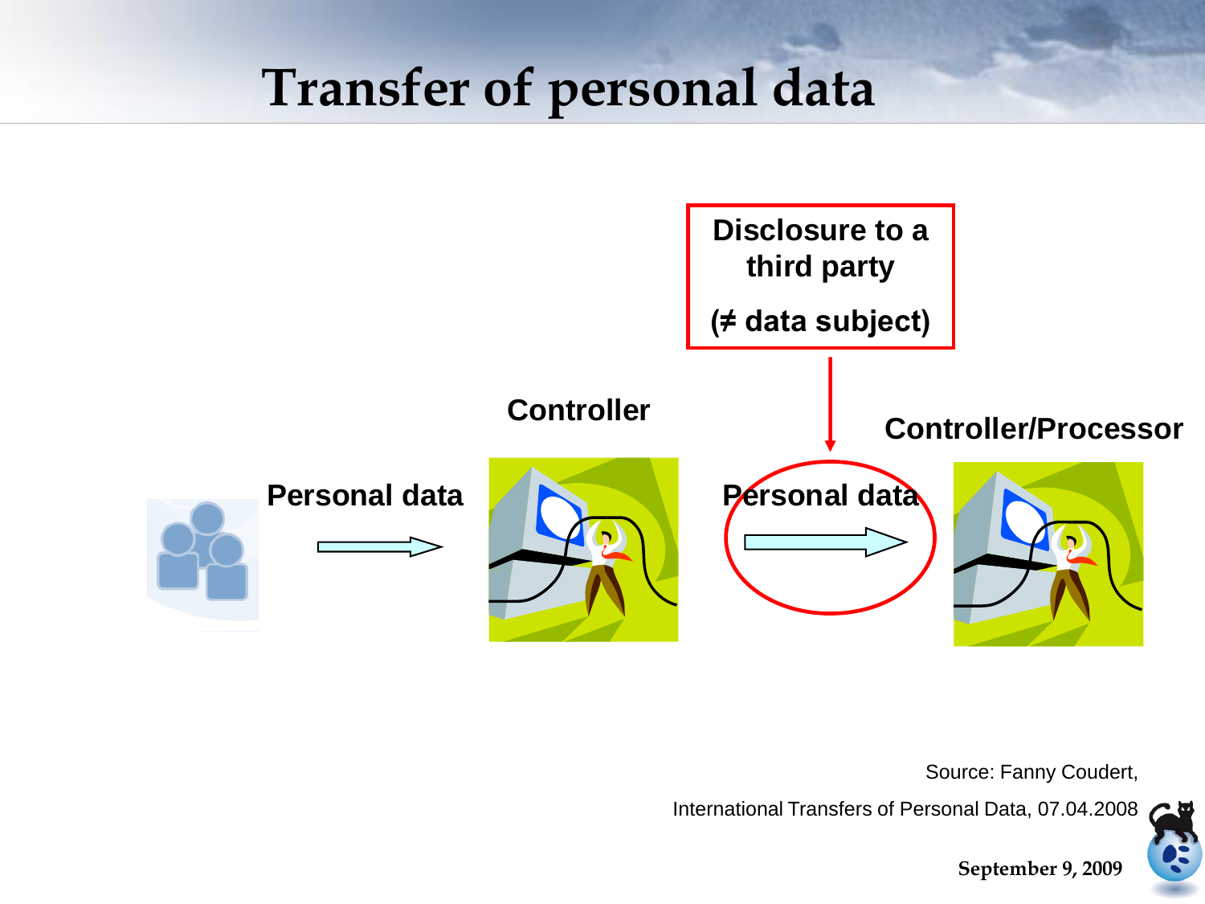# Transfer of personal data

Disclosure to a third party

(≠ data subject)

Controller

Controller/Processor

Personal data

Personal data

Source: Fanny Coudert,

International Transfers of Personal Data, 07.04.2008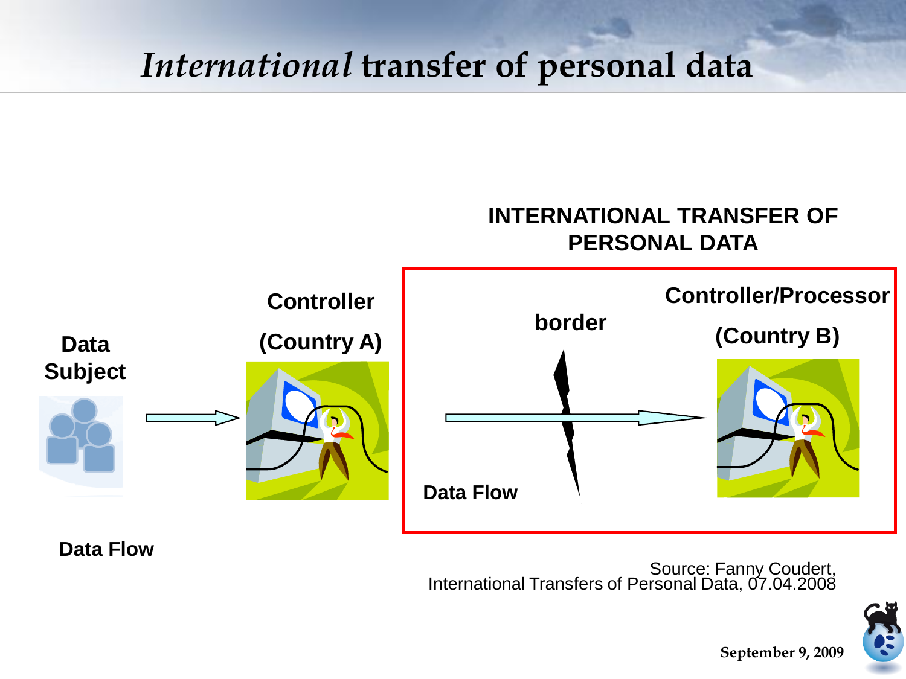# *International* transfer of personal data

**INTERNATIONAL TRANSFER OF PERSONAL DATA**

**Data Subject**

**Controller (Country A)**

**border**

**Controller/Processor (Country B)**

**Data Flow**

**Data Flow**

Source: Fanny Coudert, International Transfers of Personal Data, 07.04.2008

September 9, 2009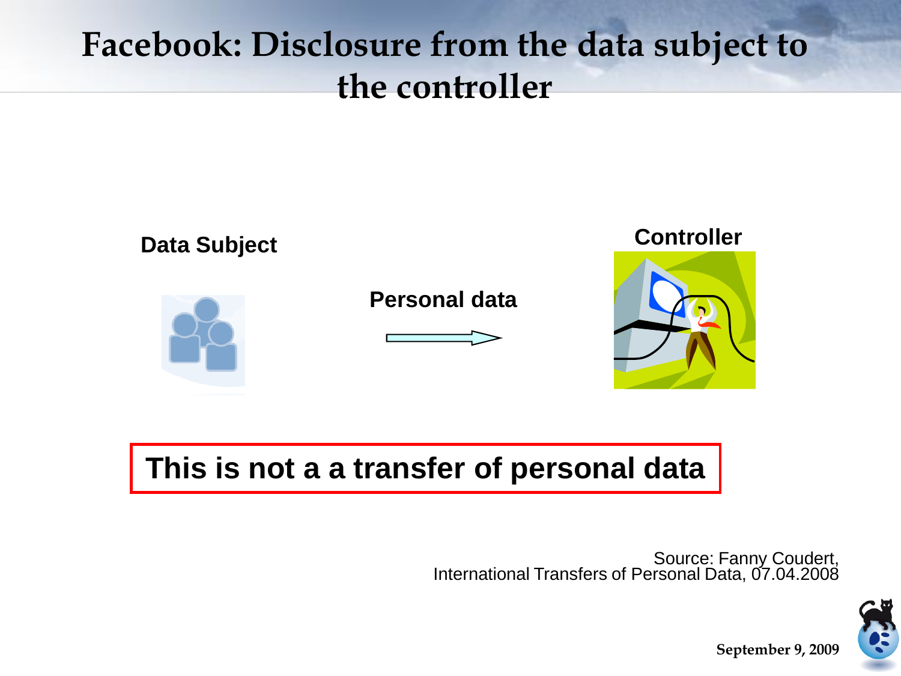# Facebook: Disclosure from the data subject to the controller

**Data Subject**

**Personal data**

**Controller**

**This is not a a transfer of personal data**

Source: Fanny Coudert,
International Transfers of Personal Data, 07.04.2008

September 9, 2009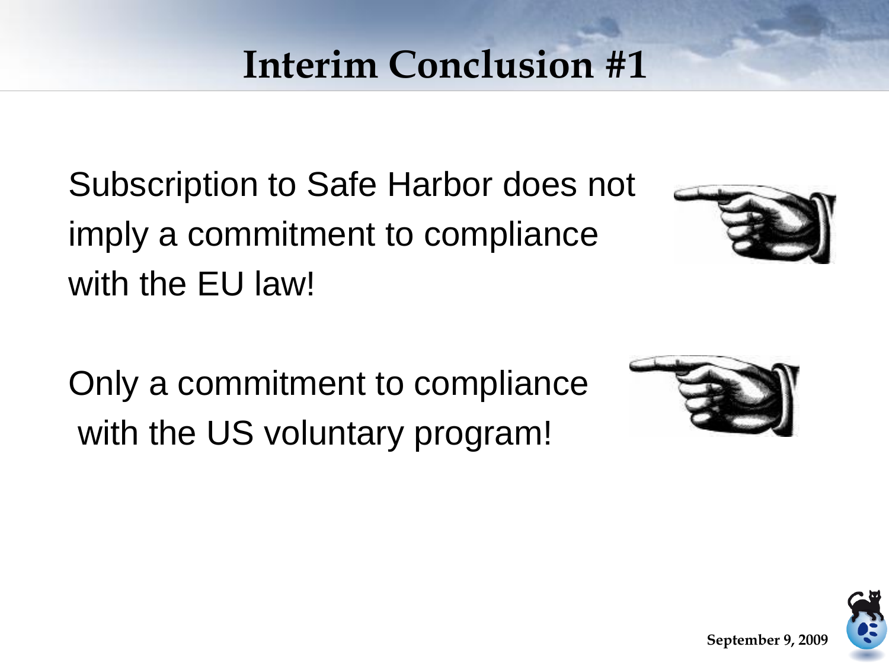# Interim Conclusion #1

Subscription to Safe Harbor does not imply a commitment to compliance with the EU law!

Only a commitment to compliance with the US voluntary program!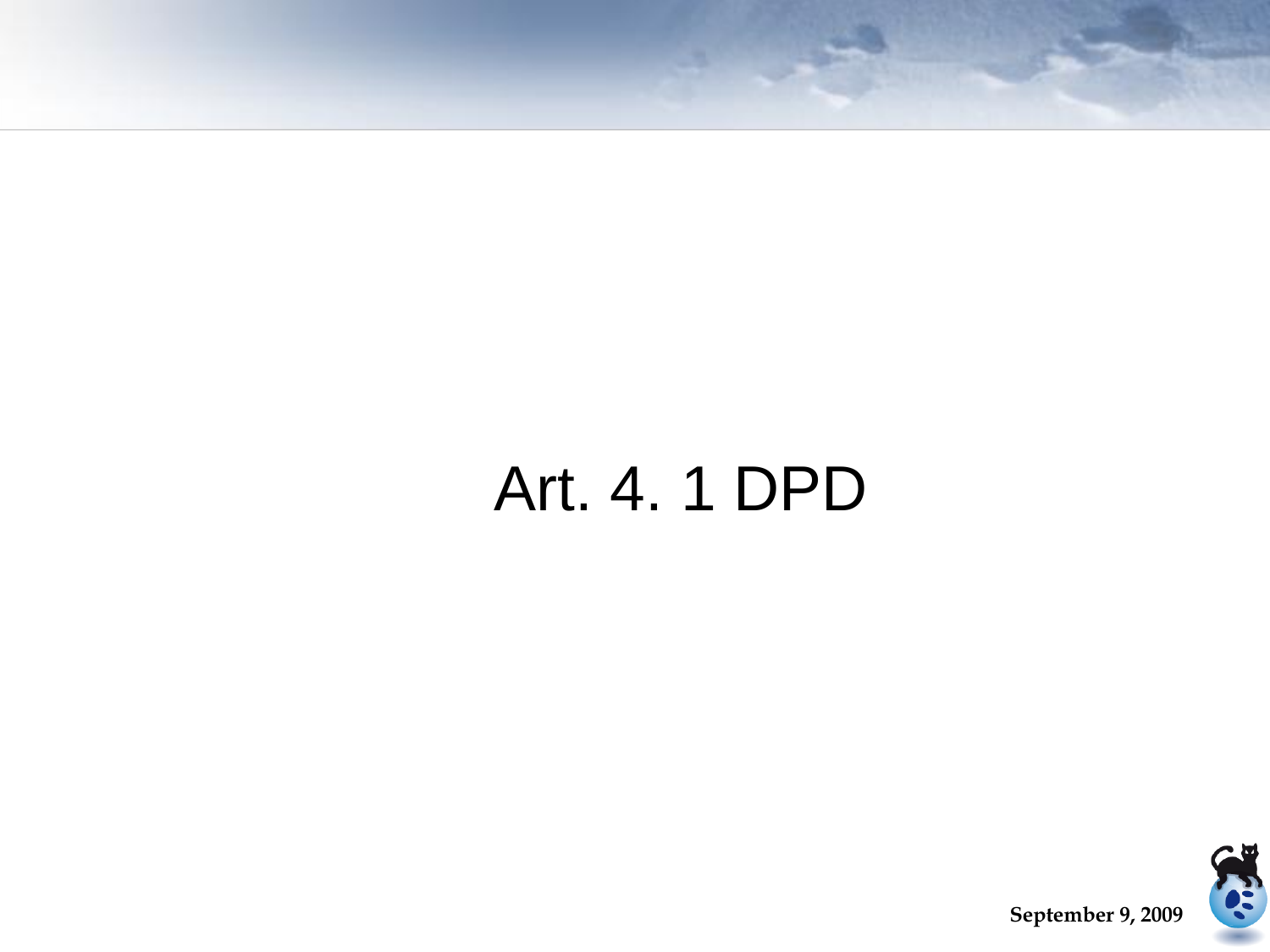# Art. 4. 1 DPD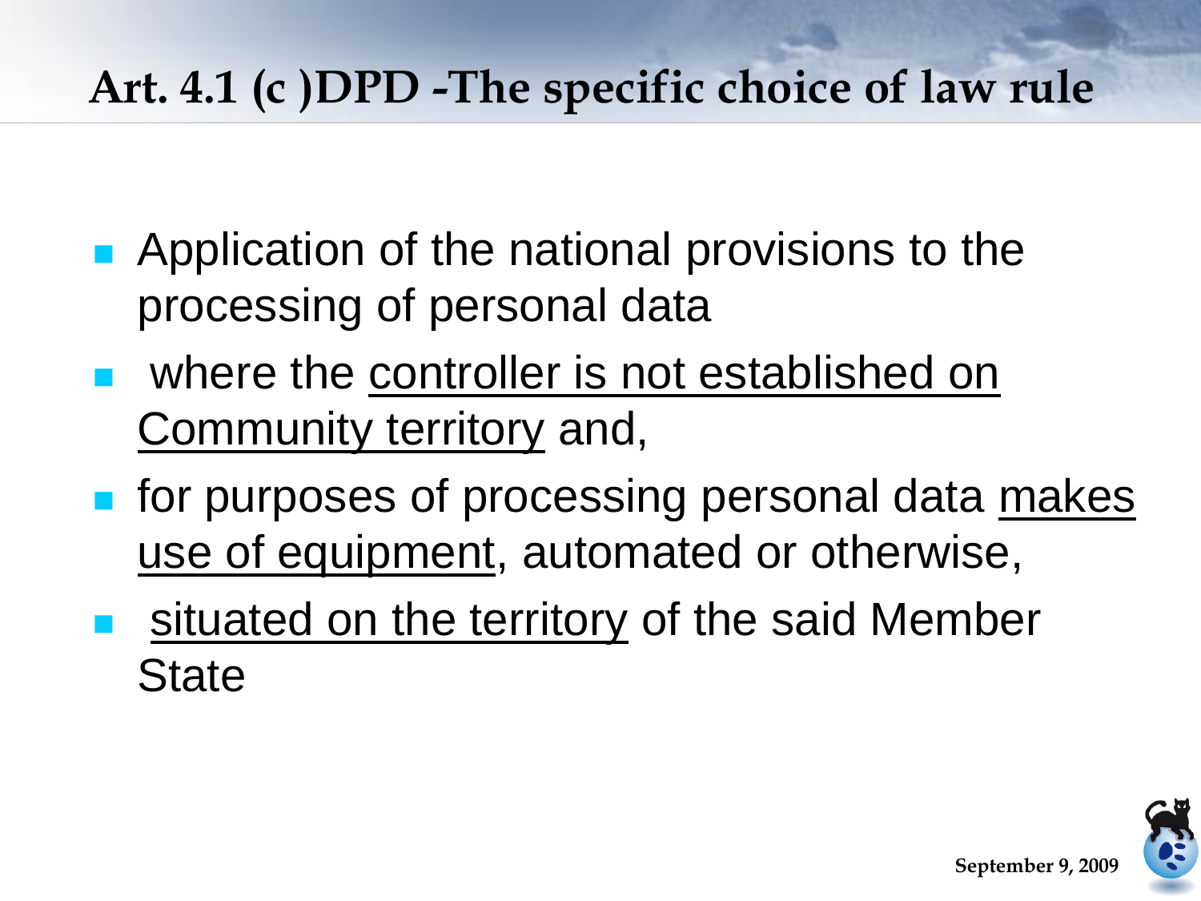# Art. 4.1 (c )DPD -The specific choice of law rule

- Application of the national provisions to the processing of personal data
- where the controller is not established on Community territory and,
- for purposes of processing personal data makes use of equipment, automated or otherwise,
- situated on the territory of the said Member State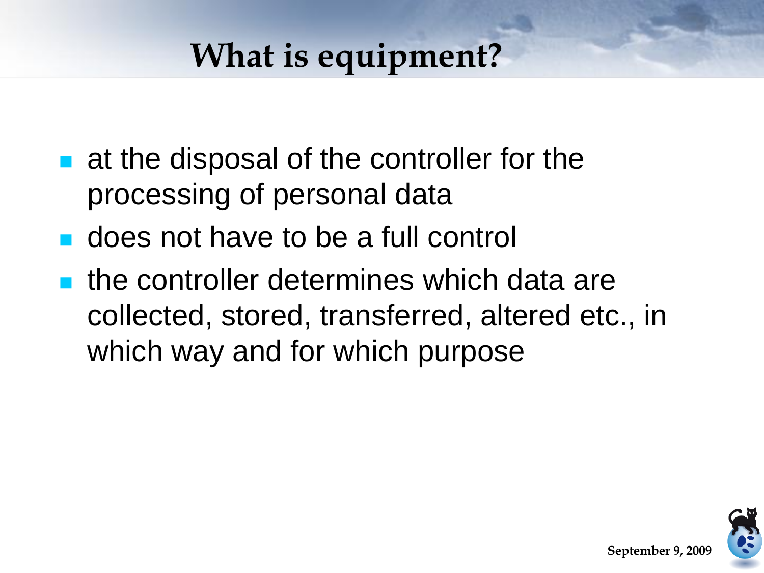# What is equipment?

- at the disposal of the controller for the processing of personal data
- does not have to be a full control
- the controller determines which data are collected, stored, transferred, altered etc., in which way and for which purpose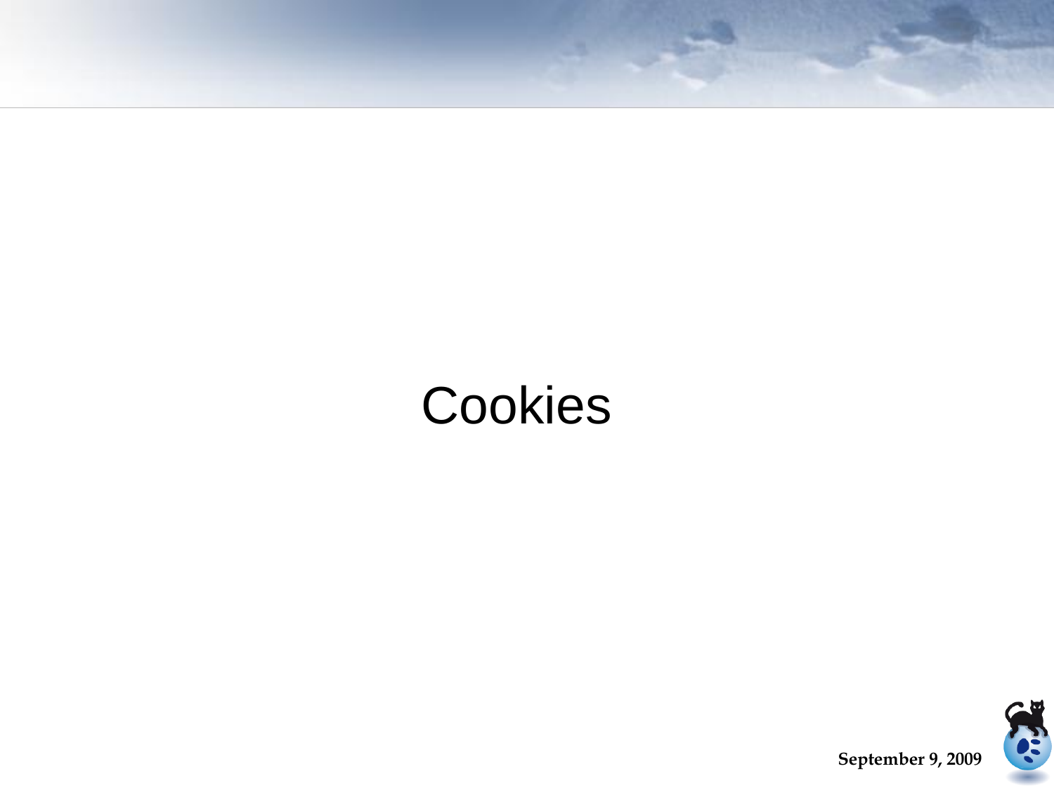# Cookies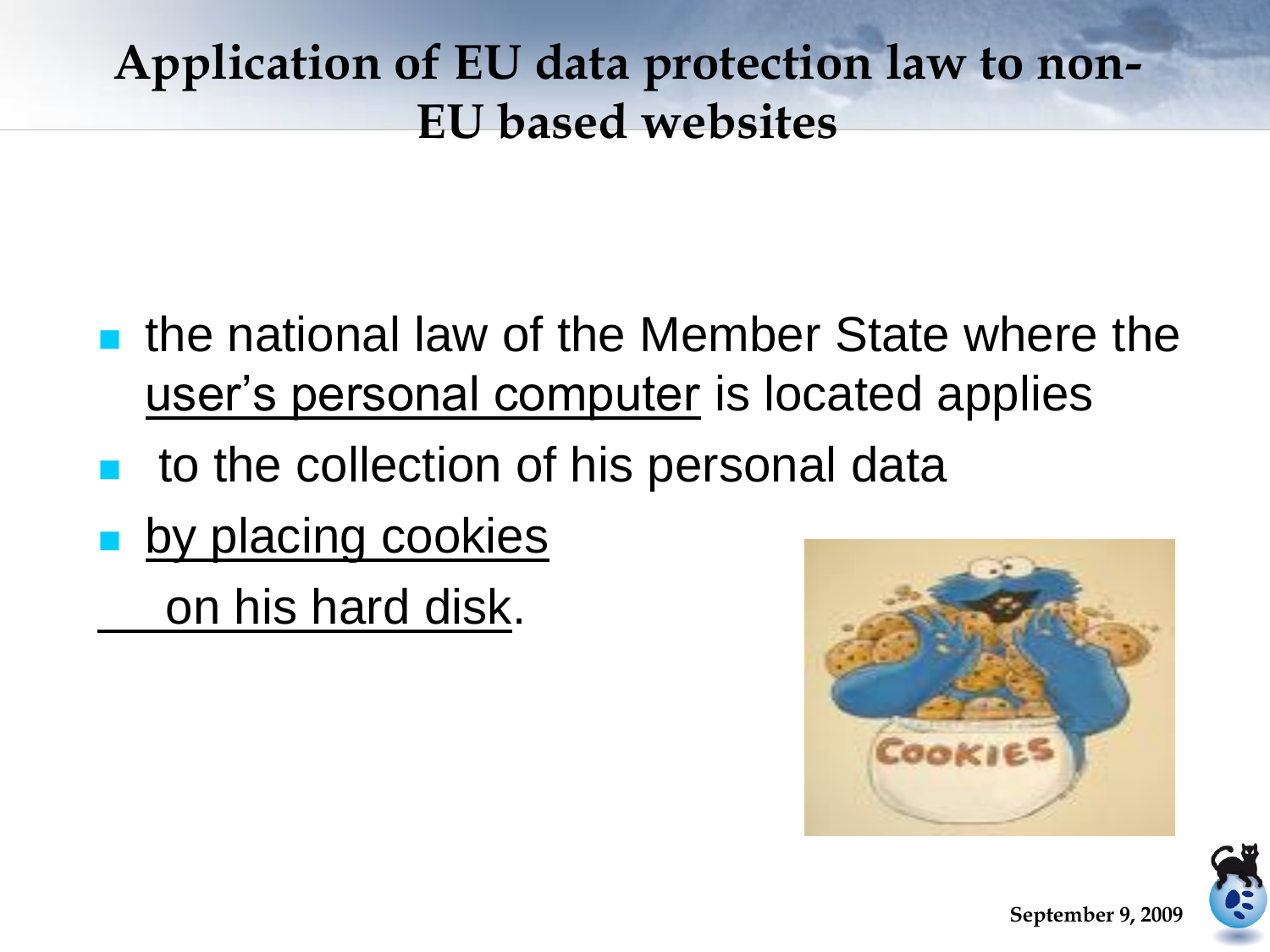# Application of EU data protection law to non-EU based websites

- the national law of the Member State where the user's personal computer is located applies
- to the collection of his personal data
- by placing cookies on his hard disk.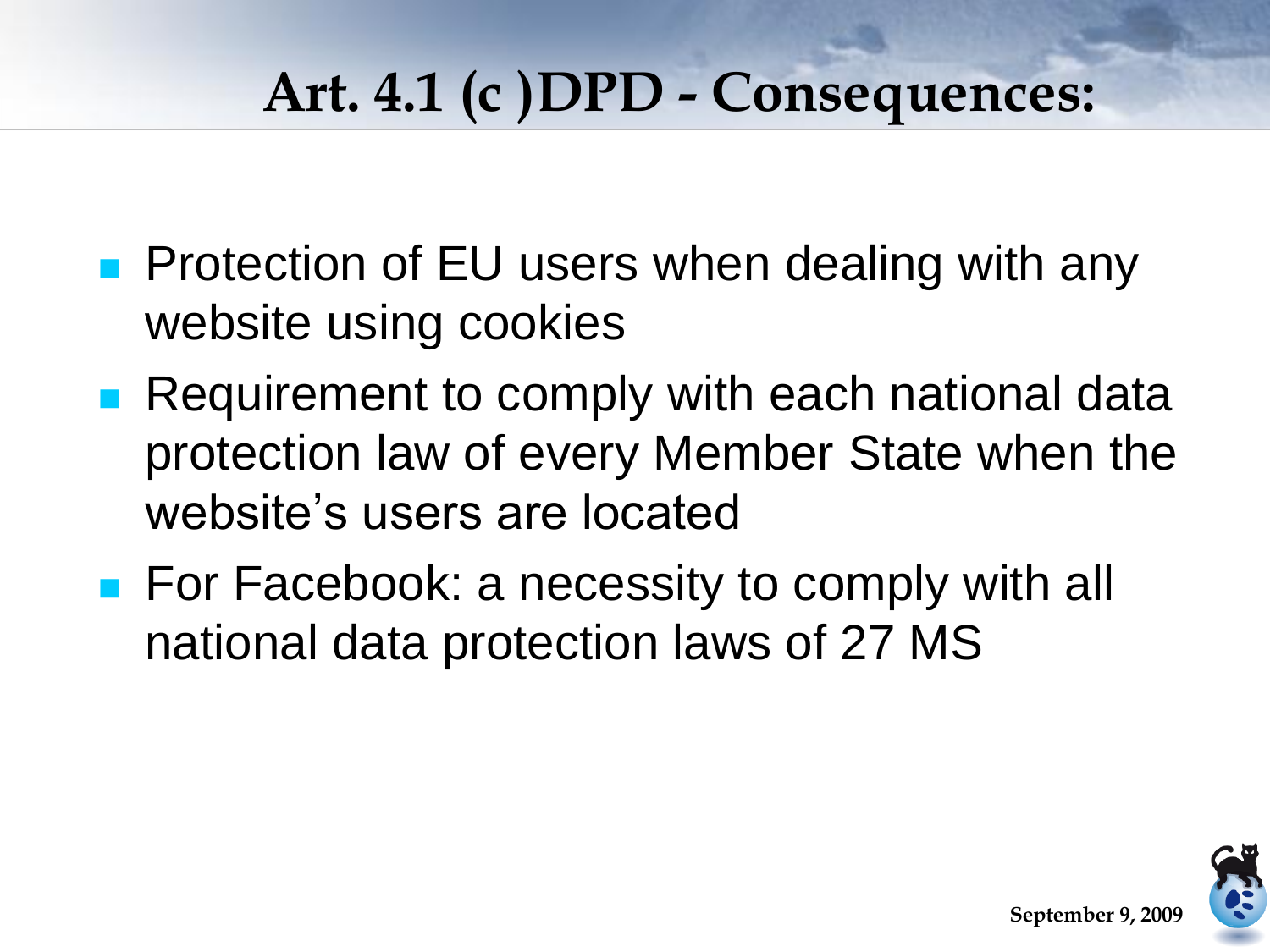# Art. 4.1 (c )DPD - Consequences:

- Protection of EU users when dealing with any website using cookies
- Requirement to comply with each national data protection law of every Member State when the website's users are located
- For Facebook: a necessity to comply with all national data protection laws of 27 MS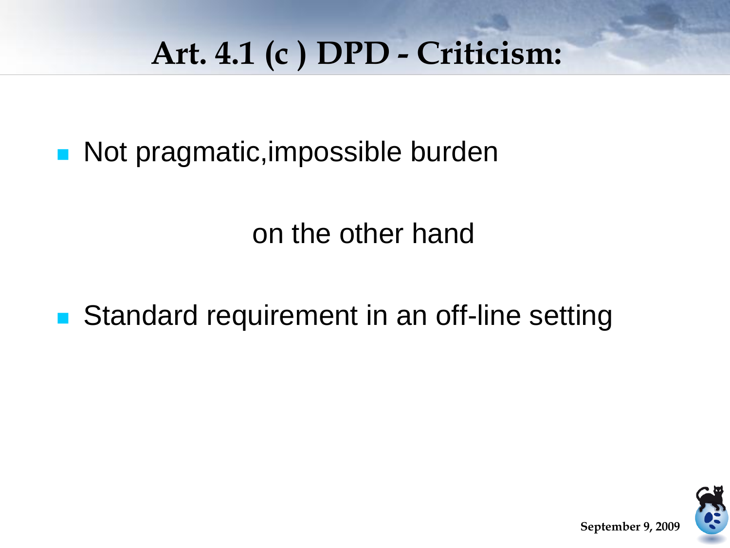# Art. 4.1 (c ) DPD - Criticism:

- Not pragmatic,impossible burden

on the other hand

- Standard requirement in an off-line setting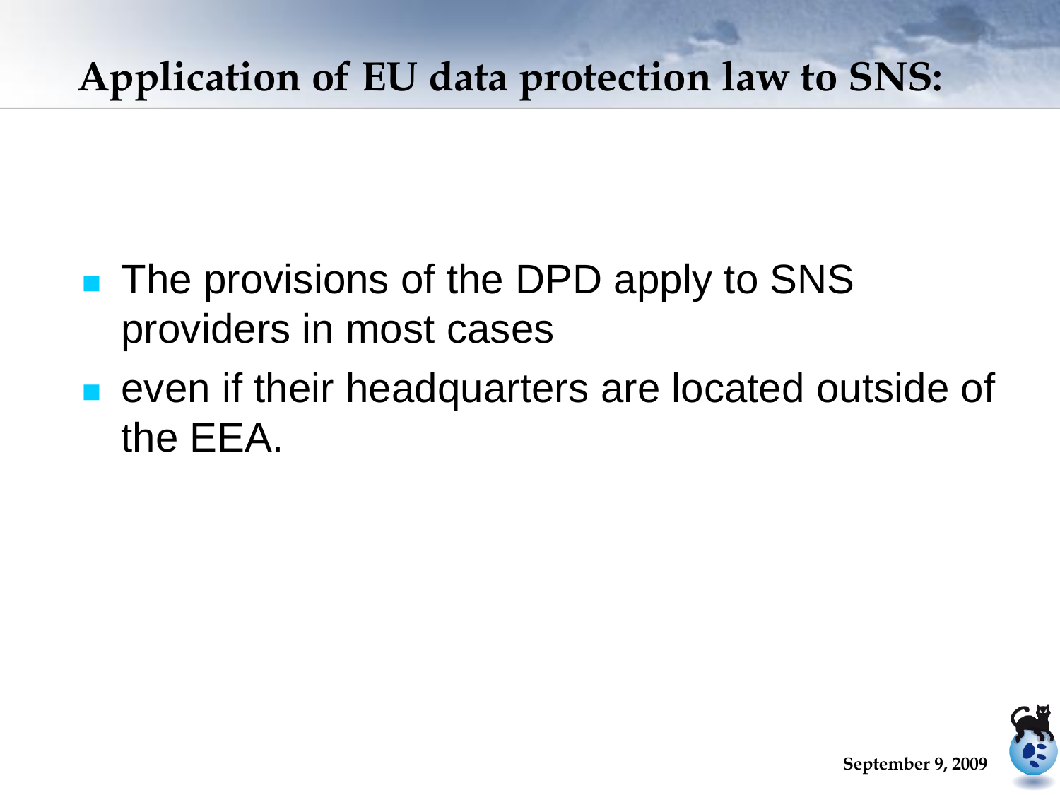# Application of EU data protection law to SNS:

- The provisions of the DPD apply to SNS providers in most cases
- even if their headquarters are located outside of the EEA.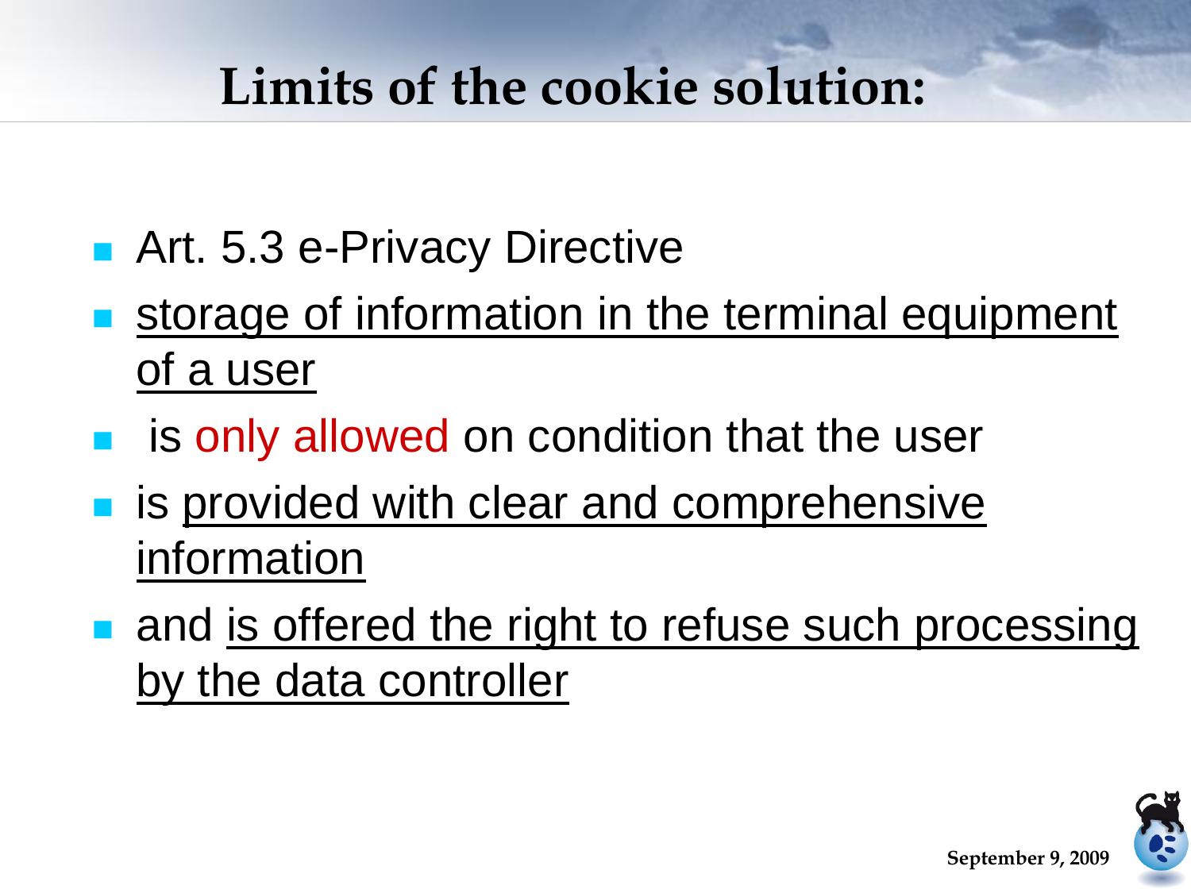# Limits of the cookie solution:

- Art. 5.3 e-Privacy Directive
- storage of information in the terminal equipment of a user
- is only allowed on condition that the user
- is provided with clear and comprehensive information
- and is offered the right to refuse such processing by the data controller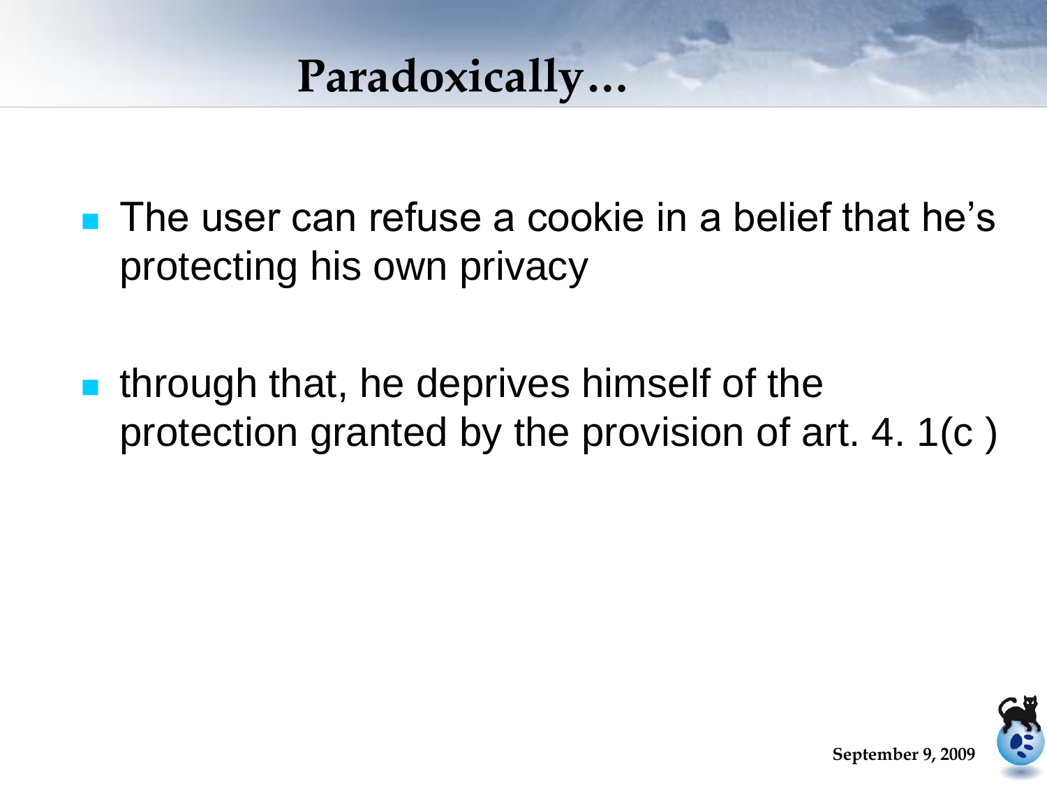# Paradoxically…

- The user can refuse a cookie in a belief that he's protecting his own privacy
- through that, he deprives himself of the protection granted by the provision of art. 4. 1(c )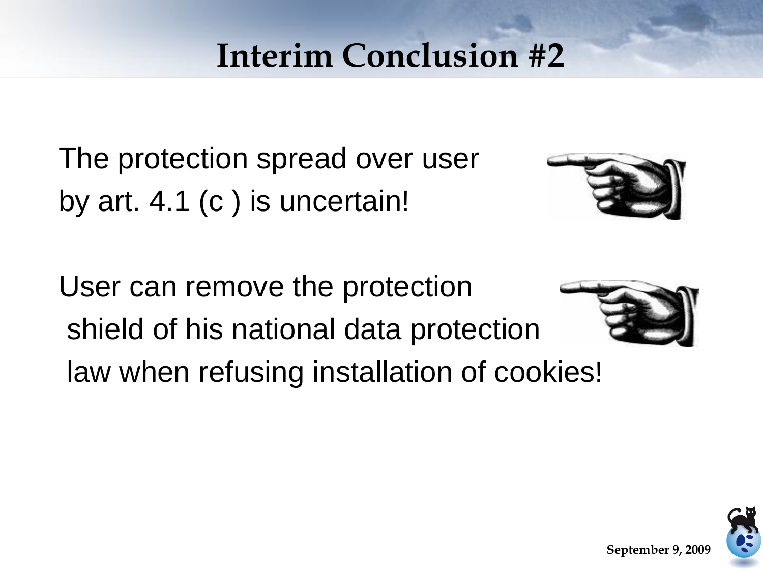# Interim Conclusion #2

The protection spread over user by art. 4.1 (c ) is uncertain!

User can remove the protection shield of his national data protection law when refusing installation of cookies!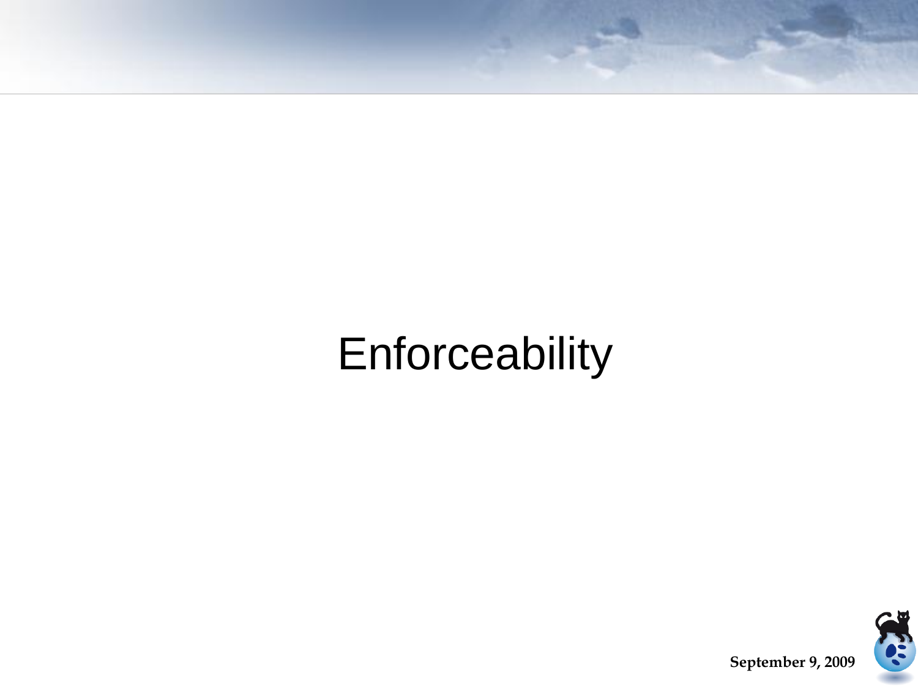# Enforceability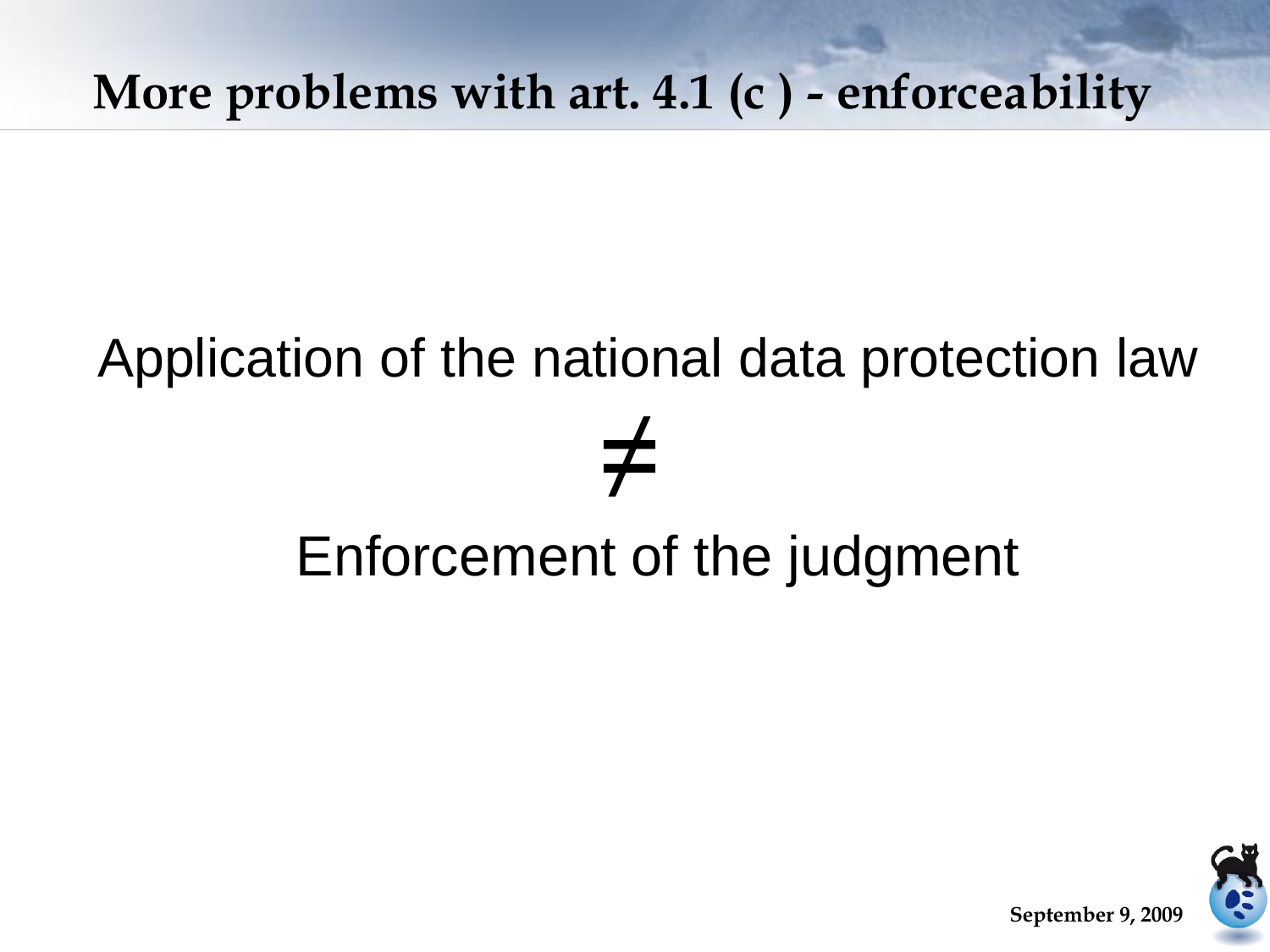# More problems with art. 4.1 (c ) - enforceability

Application of the national data protection law

$\neq$

Enforcement of the judgment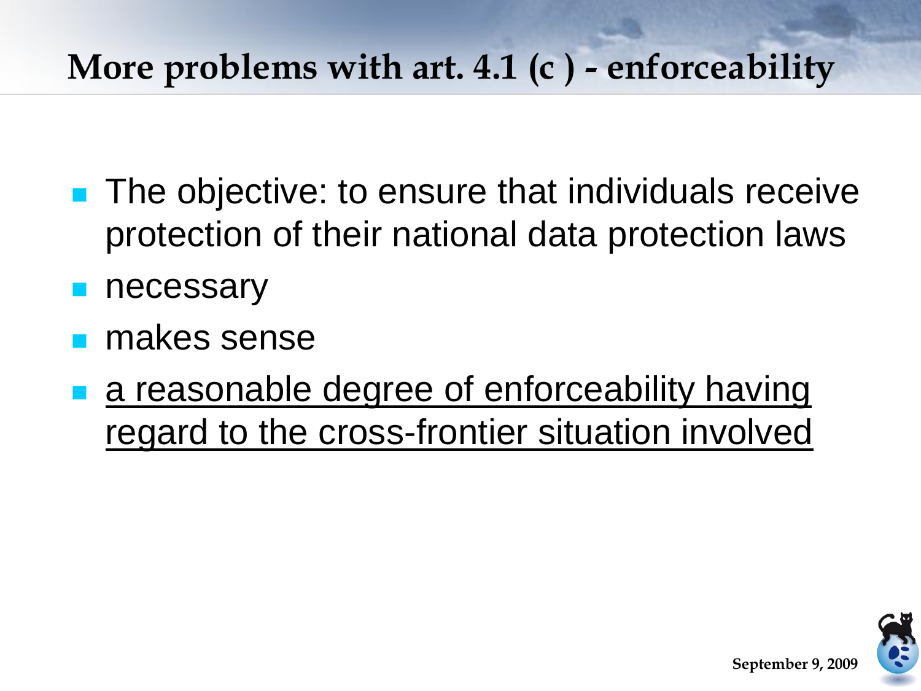# More problems with art. 4.1 (c ) - enforceability

- The objective: to ensure that individuals receive protection of their national data protection laws
- necessary
- makes sense
- <u>a reasonable degree of enforceability having regard to the cross-frontier situation involved</u>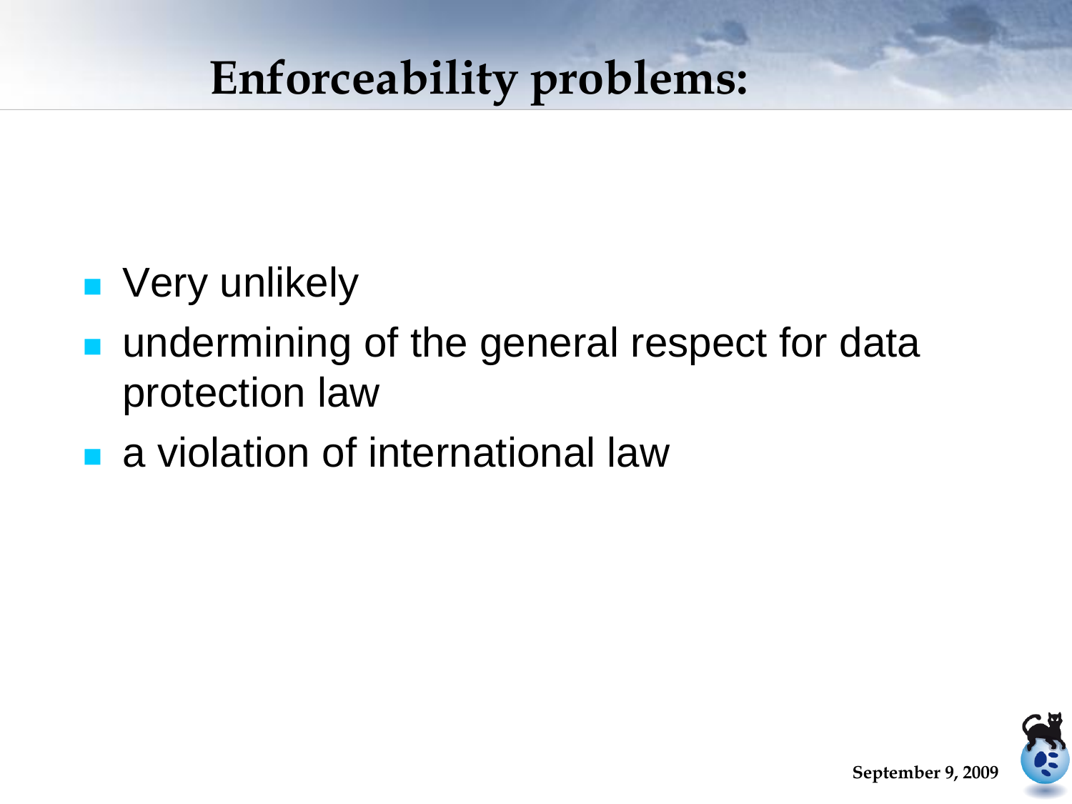# Enforceability problems:

- Very unlikely
- undermining of the general respect for data protection law
- a violation of international law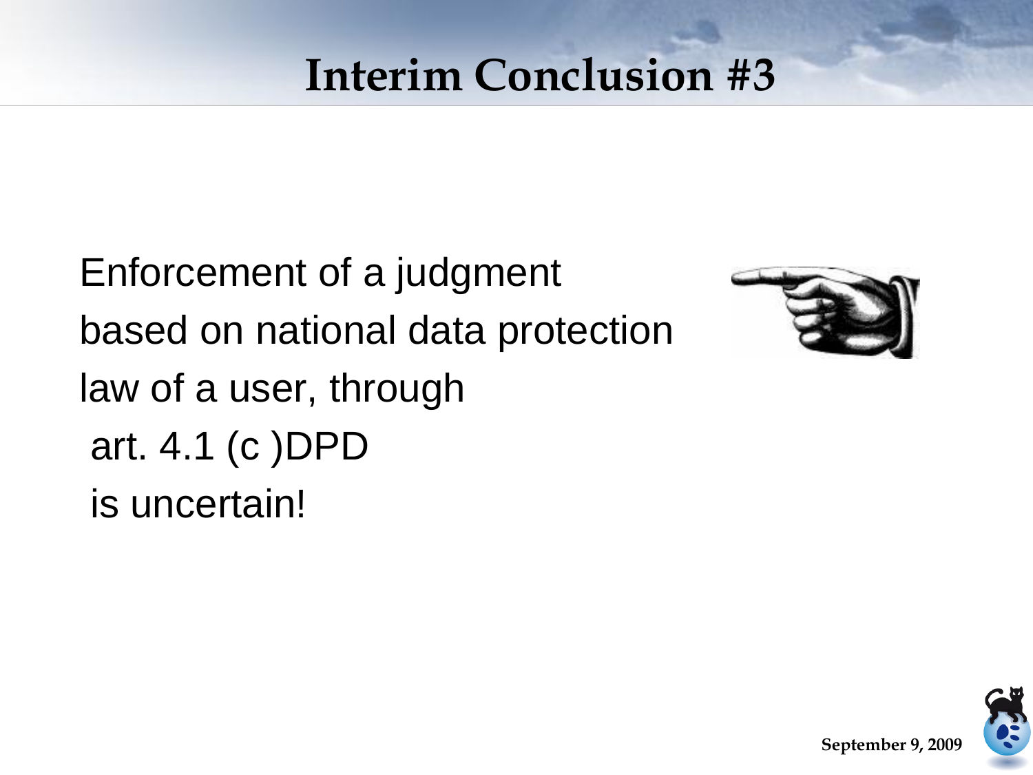# Interim Conclusion #3

Enforcement of a judgment based on national data protection law of a user, through art. 4.1 (c )DPD is uncertain!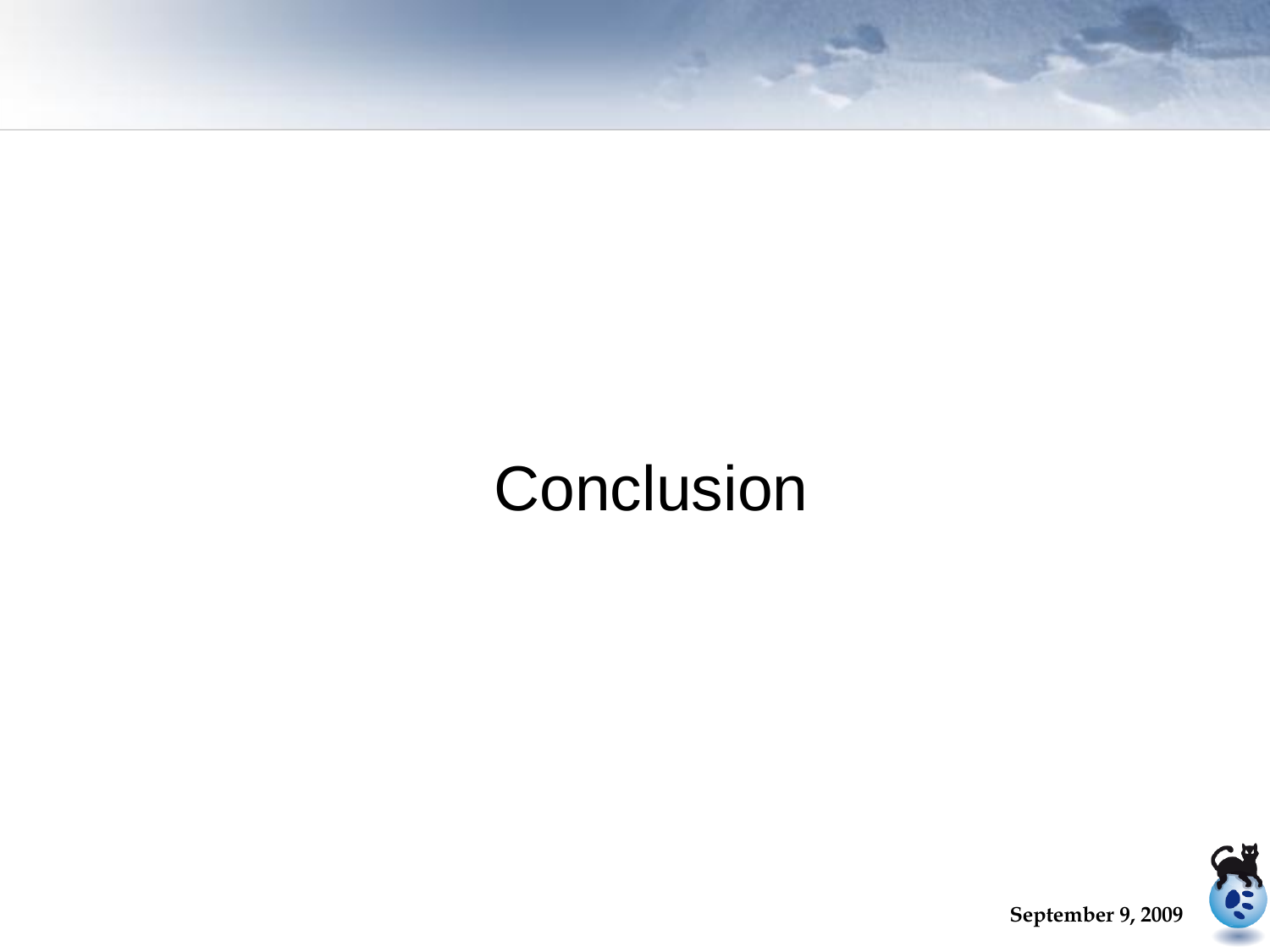# Conclusion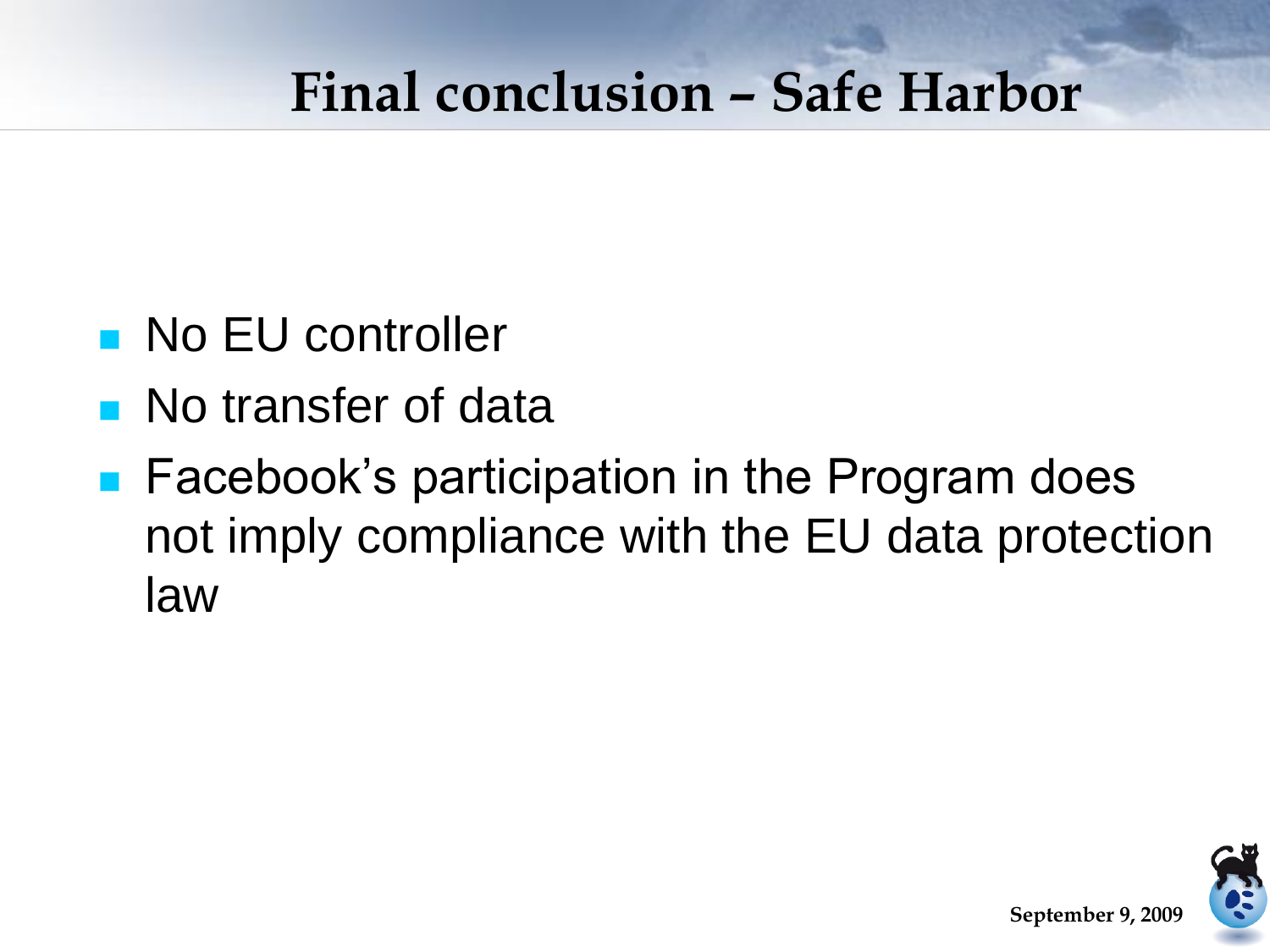# Final conclusion – Safe Harbor

- No EU controller
- No transfer of data
- Facebook's participation in the Program does not imply compliance with the EU data protection law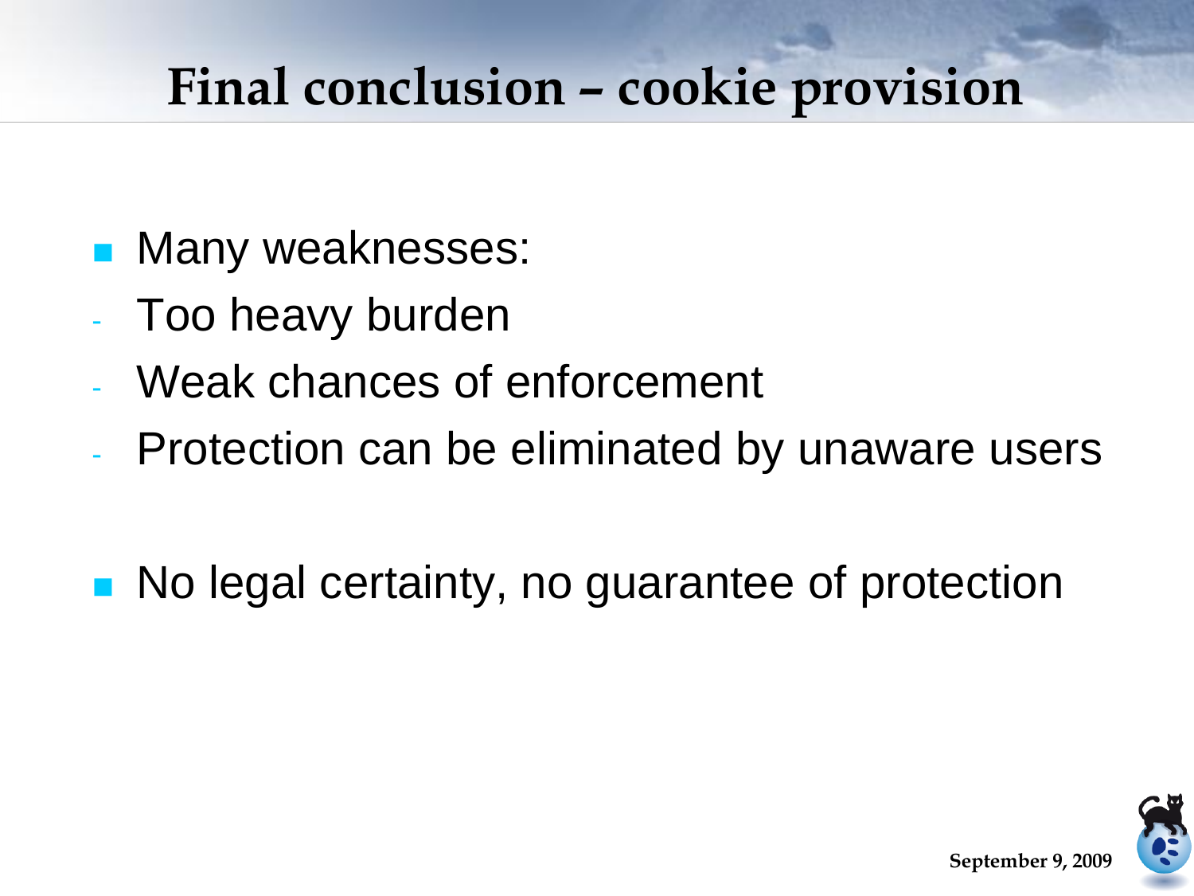# Final conclusion – cookie provision

- Many weaknesses:
  - Too heavy burden
  - Weak chances of enforcement
  - Protection can be eliminated by unaware users

- No legal certainty, no guarantee of protection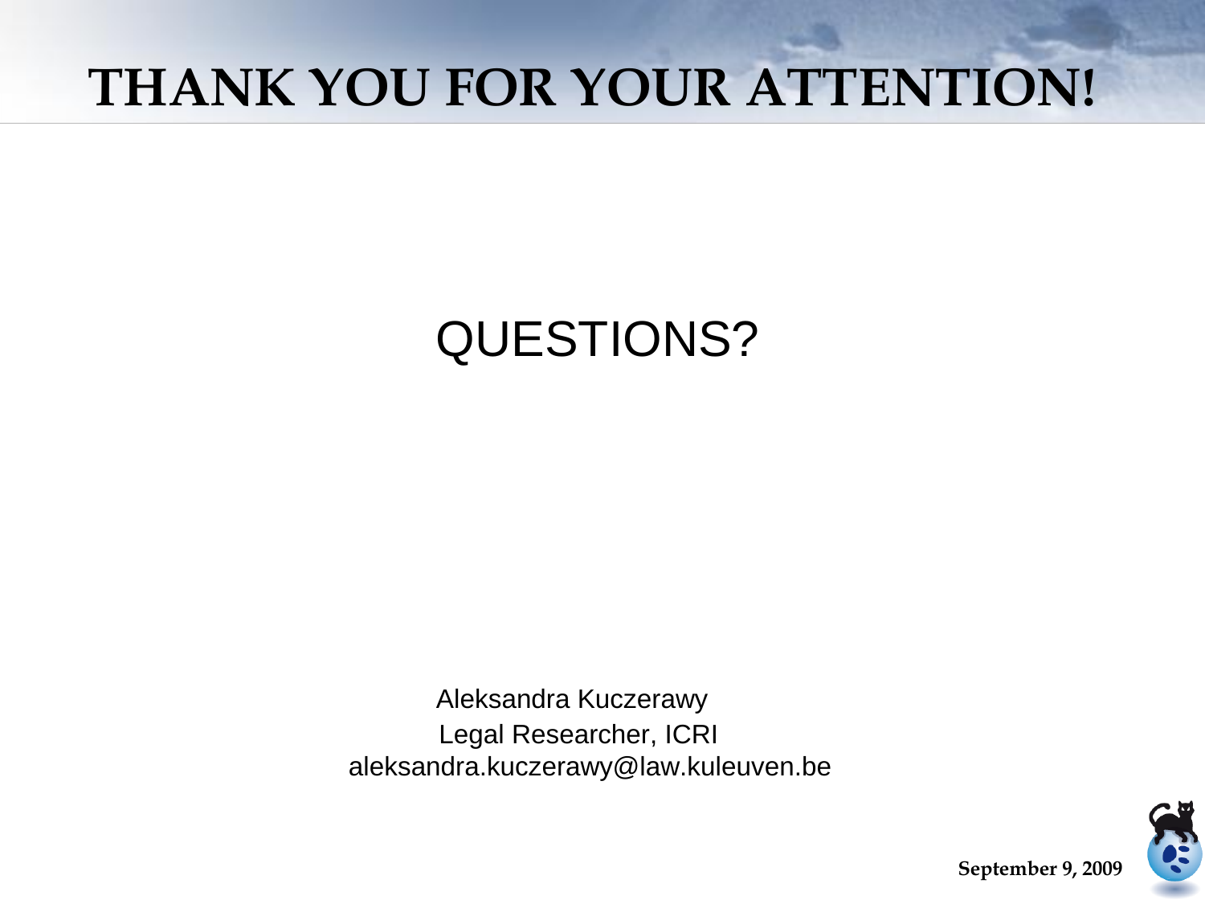# THANK YOU FOR YOUR ATTENTION!

QUESTIONS?

Aleksandra Kuczerawy
Legal Researcher, ICRI
aleksandra.kuczerawy@law.kuleuven.be

September 9, 2009